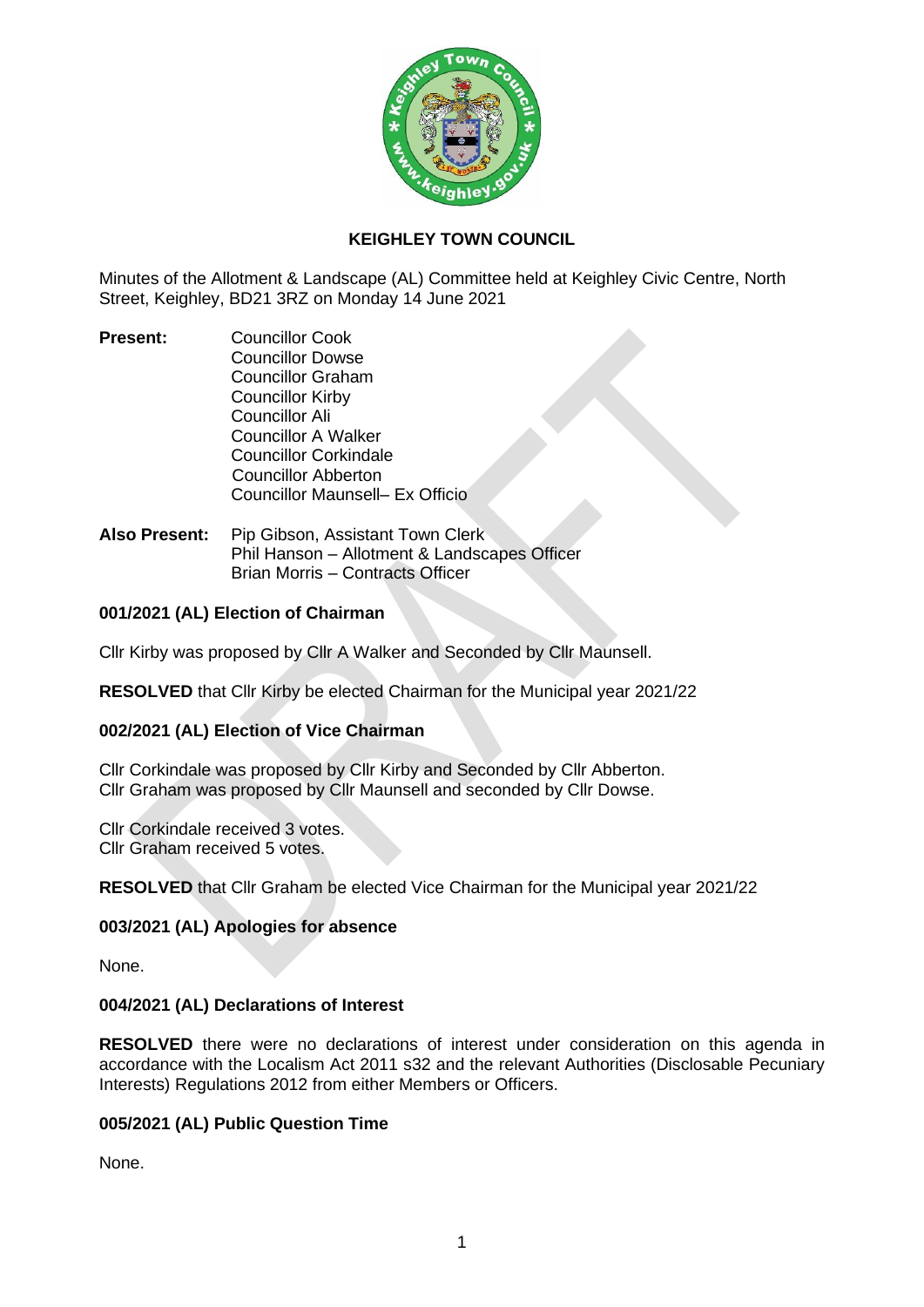# KEIGHLEY TOWN COUNCIL

Minutes of the Allotment & Landscape (AL) Committee held at Keighley Civic Centre, North Street, Keighley, BD21 3RZ on Monday 14 June 2021

**Present:**
Councillor Cook
Councillor Dowse
Councillor Graham
Councillor Kirby
Councillor Ali
Councillor A Walker
Councillor Corkindale
Councillor Abberton
Councillor Maunsell– Ex Officio

**Also Present:**
Pip Gibson, Assistant Town Clerk
Phil Hanson – Allotment & Landscapes Officer
Brian Morris – Contracts Officer

### 001/2021 (AL) Election of Chairman

Cllr Kirby was proposed by Cllr A Walker and Seconded by Cllr Maunsell.

**RESOLVED** that Cllr Kirby be elected Chairman for the Municipal year 2021/22

### 002/2021 (AL) Election of Vice Chairman

Cllr Corkindale was proposed by Cllr Kirby and Seconded by Cllr Abberton.
Cllr Graham was proposed by Cllr Maunsell and seconded by Cllr Dowse.

Cllr Corkindale received 3 votes.
Cllr Graham received 5 votes.

**RESOLVED** that Cllr Graham be elected Vice Chairman for the Municipal year 2021/22

### 003/2021 (AL) Apologies for absence

None.

### 004/2021 (AL) Declarations of Interest

**RESOLVED** there were no declarations of interest under consideration on this agenda in accordance with the Localism Act 2011 s32 and the relevant Authorities (Disclosable Pecuniary Interests) Regulations 2012 from either Members or Officers.

### 005/2021 (AL) Public Question Time

None.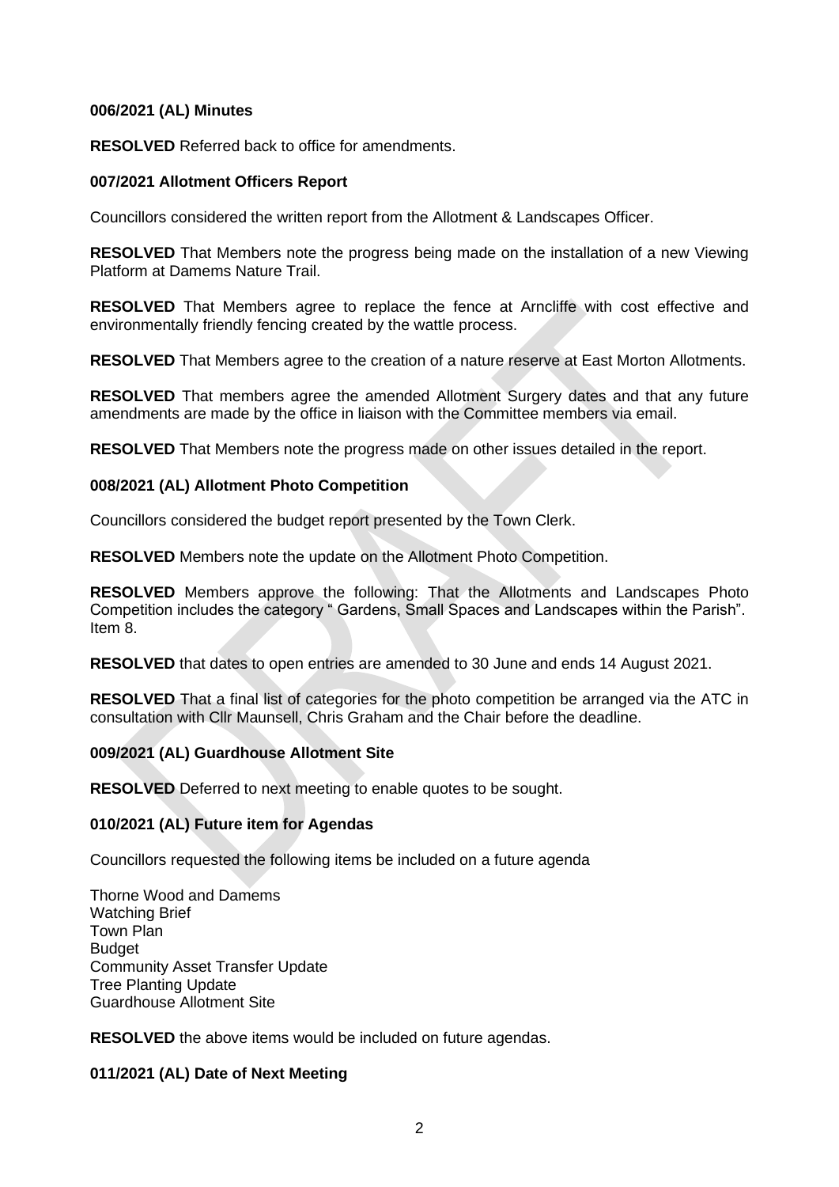**006/2021 (AL) Minutes**

**RESOLVED** Referred back to office for amendments.

**007/2021 Allotment Officers Report**

Councillors considered the written report from the Allotment & Landscapes Officer.

**RESOLVED** That Members note the progress being made on the installation of a new Viewing Platform at Damems Nature Trail.

**RESOLVED** That Members agree to replace the fence at Arncliffe with cost effective and environmentally friendly fencing created by the wattle process.

**RESOLVED** That Members agree to the creation of a nature reserve at East Morton Allotments.

**RESOLVED** That members agree the amended Allotment Surgery dates and that any future amendments are made by the office in liaison with the Committee members via email.

**RESOLVED** That Members note the progress made on other issues detailed in the report.

**008/2021 (AL) Allotment Photo Competition**

Councillors considered the budget report presented by the Town Clerk.

**RESOLVED** Members note the update on the Allotment Photo Competition.

**RESOLVED** Members approve the following: That the Allotments and Landscapes Photo Competition includes the category " Gardens, Small Spaces and Landscapes within the Parish". Item 8.

**RESOLVED** that dates to open entries are amended to 30 June and ends 14 August 2021.

**RESOLVED** That a final list of categories for the photo competition be arranged via the ATC in consultation with Cllr Maunsell, Chris Graham and the Chair before the deadline.

**009/2021 (AL) Guardhouse Allotment Site**

**RESOLVED** Deferred to next meeting to enable quotes to be sought.

**010/2021 (AL) Future item for Agendas**

Councillors requested the following items be included on a future agenda

Thorne Wood and Damems
Watching Brief
Town Plan
Budget
Community Asset Transfer Update
Tree Planting Update
Guardhouse Allotment Site

**RESOLVED** the above items would be included on future agendas.

**011/2021 (AL) Date of Next Meeting**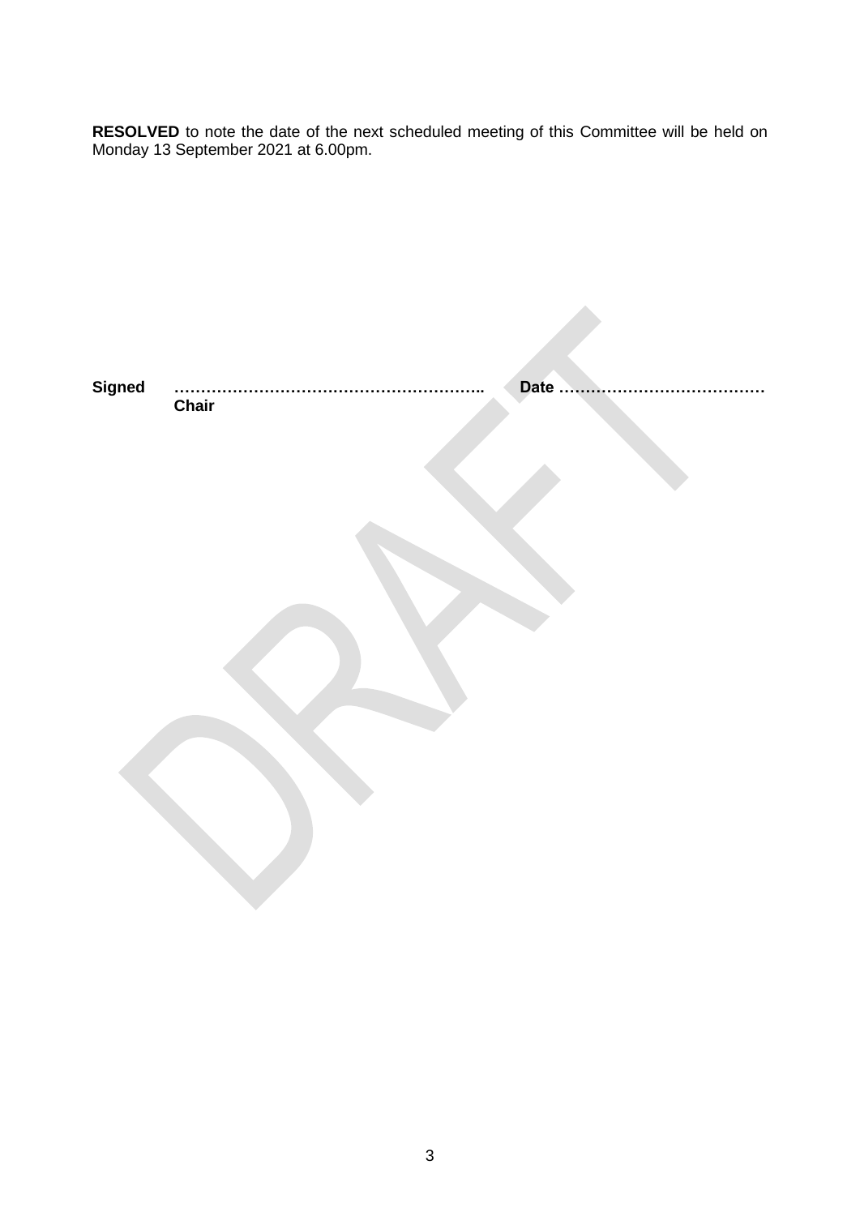**RESOLVED** to note the date of the next scheduled meeting of this Committee will be held on Monday 13 September 2021 at 6.00pm.

**Signed** ………………………………………………….. **Date** …………………………………
**Chair**